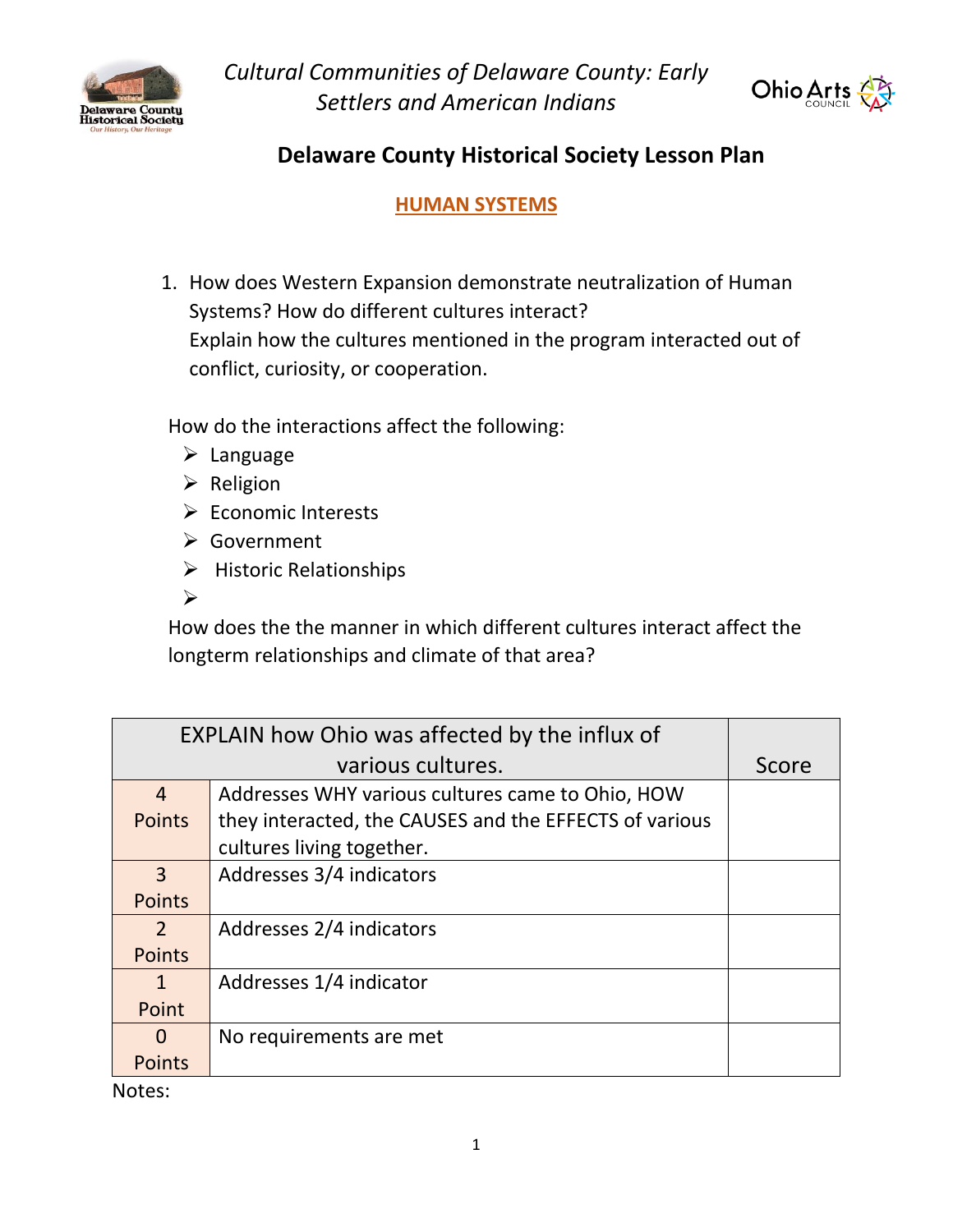*Cultural Communities of Delaware County: Early Settlers and American Indians*

## Delaware County Historical Society Lesson Plan

### HUMAN SYSTEMS

1. How does Western Expansion demonstrate neutralization of Human Systems? How do different cultures interact?
   Explain how the cultures mentioned in the program interacted out of conflict, curiosity, or cooperation.

How do the interactions affect the following:

- Language
- Religion
- Economic Interests
- Government
- Historic Relationships

How does the the manner in which different cultures interact affect the longterm relationships and climate of that area?

| EXPLAIN how Ohio was affected by the influx of various cultures. | | Score |
|---|---|---|
| 4 Points | Addresses WHY various cultures came to Ohio, HOW they interacted, the CAUSES and the EFFECTS of various cultures living together. | |
| 3 Points | Addresses 3/4 indicators | |
| 2 Points | Addresses 2/4 indicators | |
| 1 Point | Addresses 1/4 indicator | |
| 0 Points | No requirements are met | |

Notes: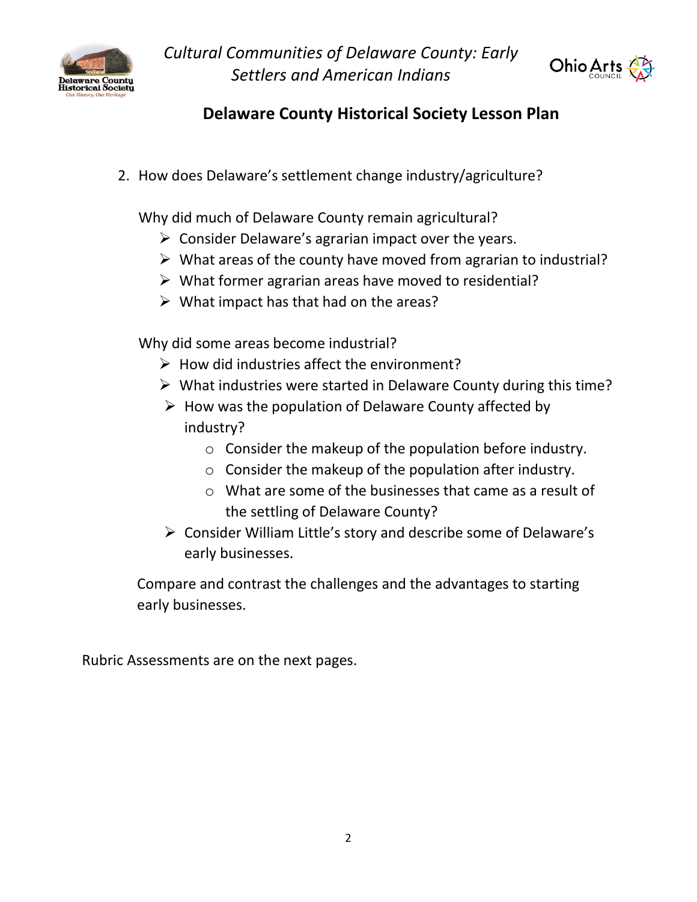2. How does Delaware's settlement change industry/agriculture?

   Why did much of Delaware County remain agricultural?

   - Consider Delaware's agrarian impact over the years.
   - What areas of the county have moved from agrarian to industrial?
   - What former agrarian areas have moved to residential?
   - What impact has that had on the areas?

   Why did some areas become industrial?

   - How did industries affect the environment?
   - What industries were started in Delaware County during this time?
   - How was the population of Delaware County affected by industry?
     - Consider the makeup of the population before industry.
     - Consider the makeup of the population after industry.
     - What are some of the businesses that came as a result of the settling of Delaware County?
   - Consider William Little's story and describe some of Delaware's early businesses.

   Compare and contrast the challenges and the advantages to starting early businesses.

Rubric Assessments are on the next pages.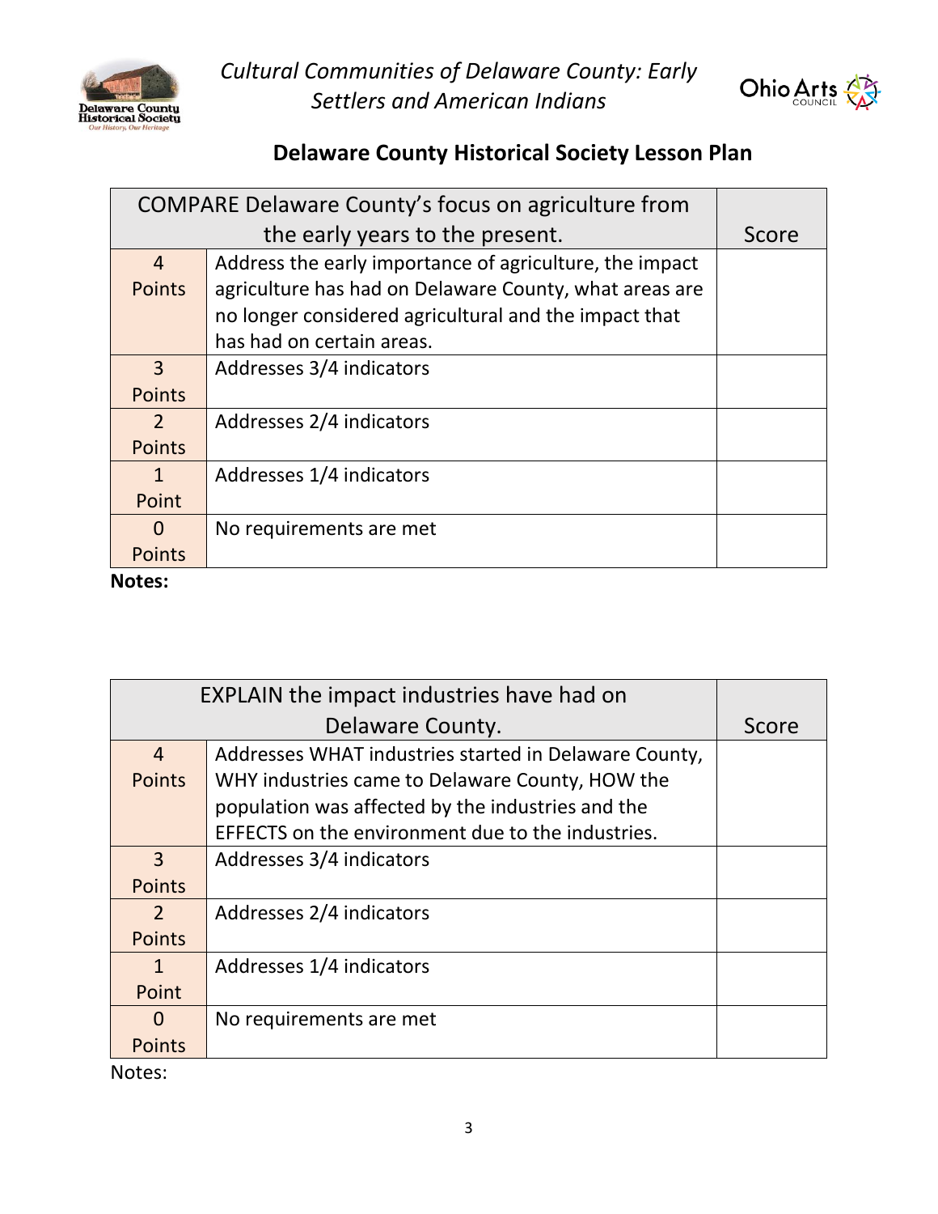## Delaware County Historical Society Lesson Plan

| COMPARE Delaware County's focus on agriculture from the early years to the present. | | Score |
|---|---|---|
| 4 Points | Address the early importance of agriculture, the impact agriculture has had on Delaware County, what areas are no longer considered agricultural and the impact that has had on certain areas. | |
| 3 Points | Addresses 3/4 indicators | |
| 2 Points | Addresses 2/4 indicators | |
| 1 Point | Addresses 1/4 indicators | |
| 0 Points | No requirements are met | |

**Notes:**

| EXPLAIN the impact industries have had on Delaware County. | | Score |
|---|---|---|
| 4 Points | Addresses WHAT industries started in Delaware County, WHY industries came to Delaware County, HOW the population was affected by the industries and the EFFECTS on the environment due to the industries. | |
| 3 Points | Addresses 3/4 indicators | |
| 2 Points | Addresses 2/4 indicators | |
| 1 Point | Addresses 1/4 indicators | |
| 0 Points | No requirements are met | |

Notes: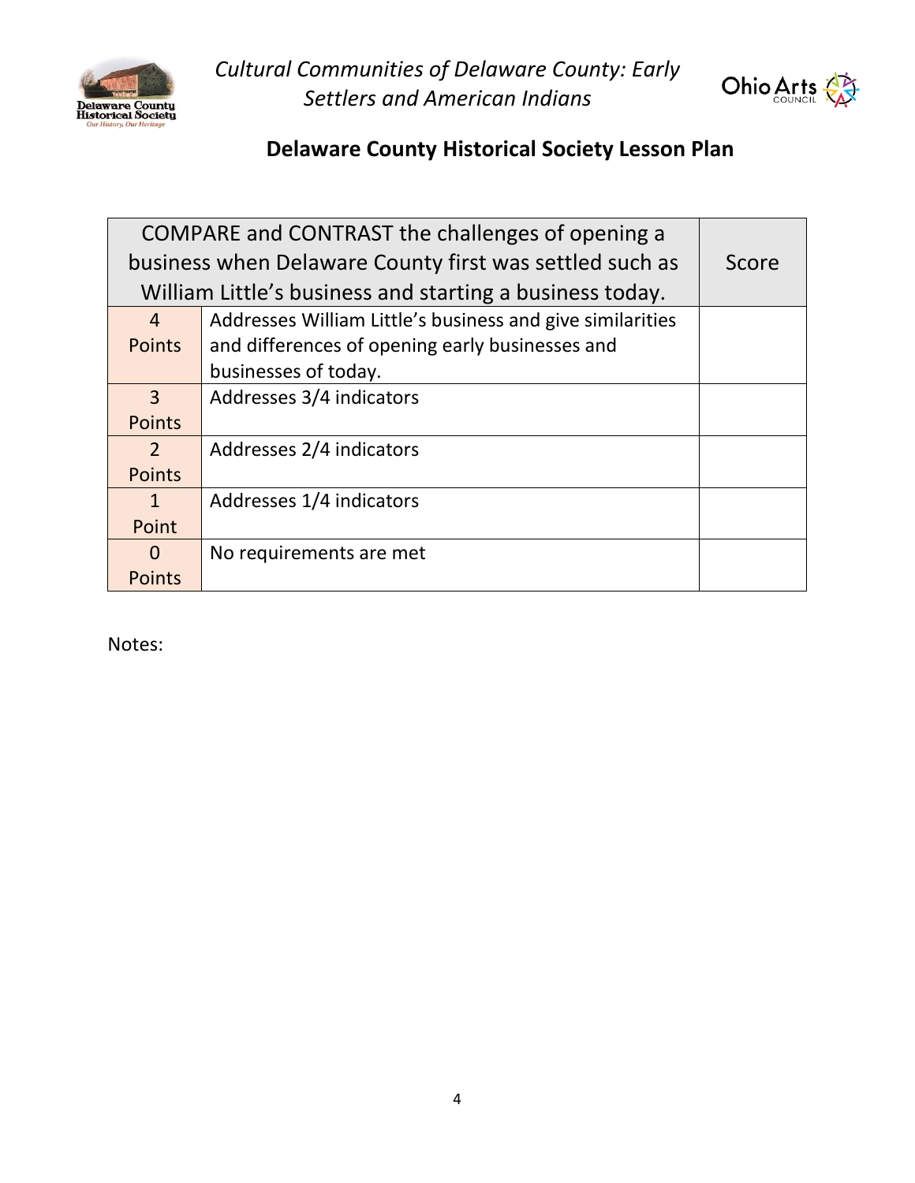| COMPARE and CONTRAST the challenges of opening a business when Delaware County first was settled such as William Little's business and starting a business today. | | Score |
|---|---|---|
| 4 Points | Addresses William Little's business and give similarities and differences of opening early businesses and businesses of today. | |
| 3 Points | Addresses 3/4 indicators | |
| 2 Points | Addresses 2/4 indicators | |
| 1 Point | Addresses 1/4 indicators | |
| 0 Points | No requirements are met | |

Notes: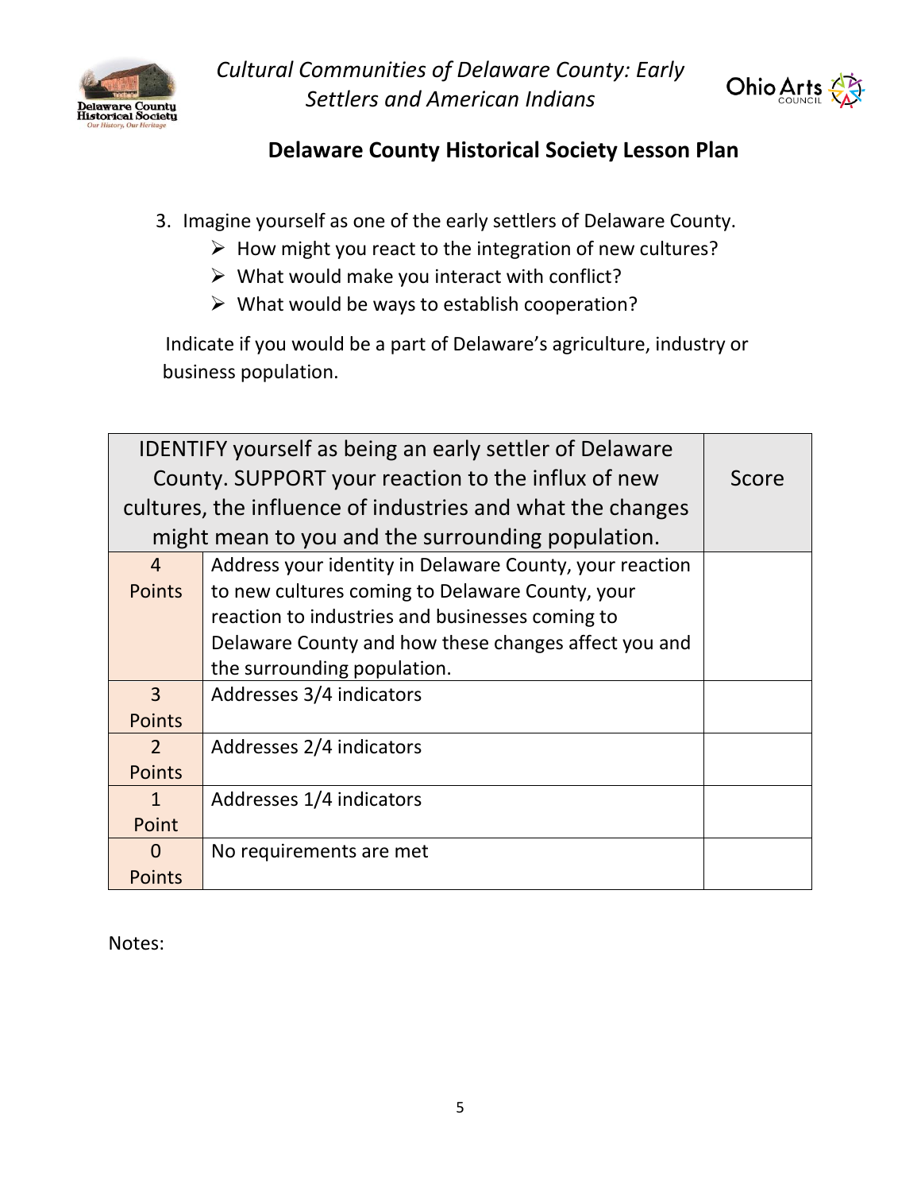3. Imagine yourself as one of the early settlers of Delaware County.
   - How might you react to the integration of new cultures?
   - What would make you interact with conflict?
   - What would be ways to establish cooperation?

Indicate if you would be a part of Delaware's agriculture, industry or business population.

| IDENTIFY yourself as being an early settler of Delaware County. SUPPORT your reaction to the influx of new cultures, the influence of industries and what the changes might mean to you and the surrounding population. | | Score |
|---|---|---|
| 4 Points | Address your identity in Delaware County, your reaction to new cultures coming to Delaware County, your reaction to industries and businesses coming to Delaware County and how these changes affect you and the surrounding population. | |
| 3 Points | Addresses 3/4 indicators | |
| 2 Points | Addresses 2/4 indicators | |
| 1 Point | Addresses 1/4 indicators | |
| 0 Points | No requirements are met | |

Notes: